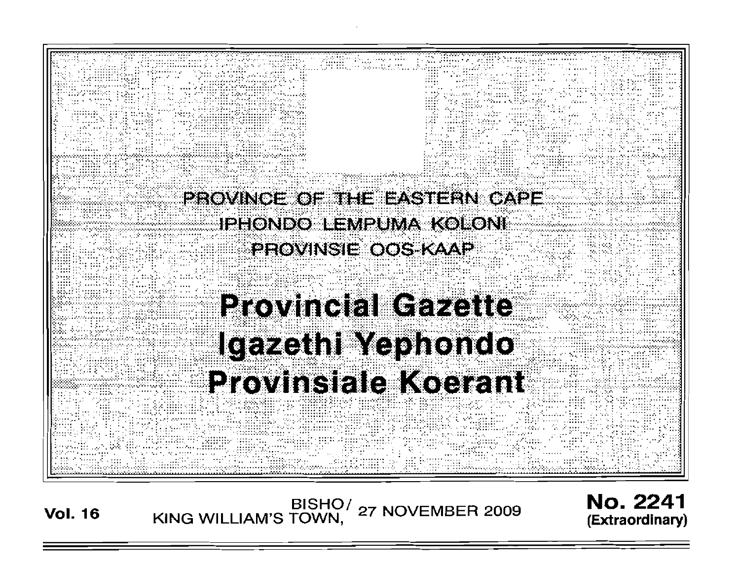PROVINCE OF THE EASTERN CAPE

IPHONDO LEMPUMA KOLONI

PROVINSIE OOS-KAAP

# Provincial Gazette
# Igazethi Yephondo
# Provinsiale Koerant

**Vol. 16** BISHO/ KING WILLIAM'S TOWN, 27 NOVEMBER 2009 **No. 2241 (Extraordinary)**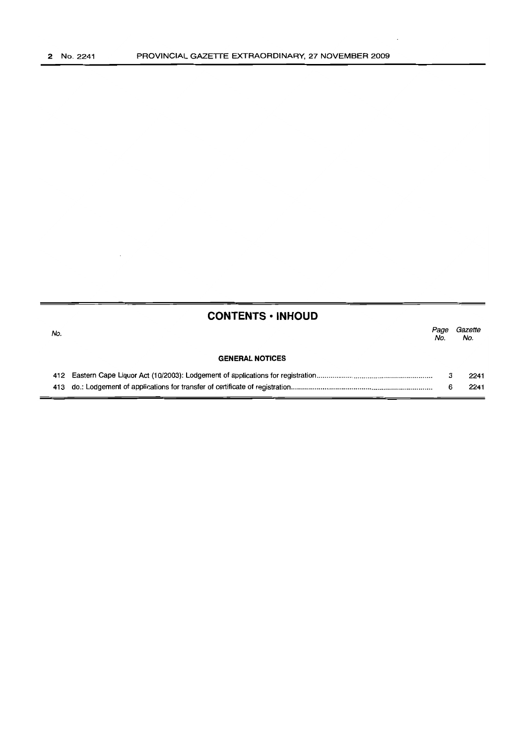## CONTENTS • INHOUD

| No. | | Page No. | Gazette No. |
|---|---|---|---|
| | **GENERAL NOTICES** | | |
| 412 | Eastern Cape Liquor Act (10/2003): Lodgement of applications for registration | 3 | 2241 |
| 413 | do.: Lodgement of applications for transfer of certificate of registration | 6 | 2241 |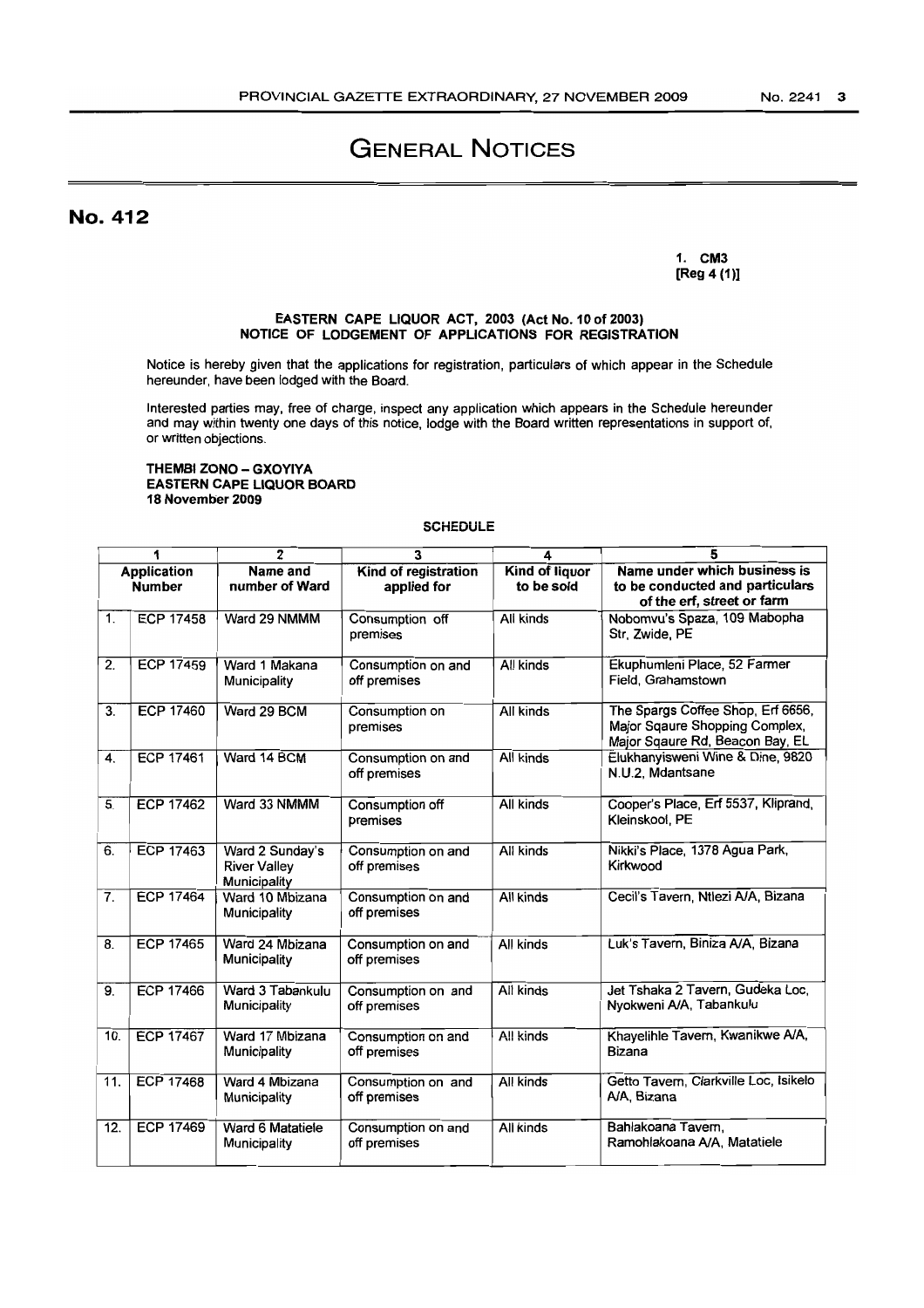# GENERAL NOTICES

## No. 412

1. CM3
[Reg 4 (1)]

**EASTERN CAPE LIQUOR ACT, 2003 (Act No. 10 of 2003)**
**NOTICE OF LODGEMENT OF APPLICATIONS FOR REGISTRATION**

Notice is hereby given that the applications for registration, particulars of which appear in the Schedule hereunder, have been lodged with the Board.

Interested parties may, free of charge, inspect any application which appears in the Schedule hereunder and may within twenty one days of this notice, lodge with the Board written representations in support of, or written objections.

**THEMBI ZONO – GXOYIYA**
**EASTERN CAPE LIQUOR BOARD**
**18 November 2009**

SCHEDULE

| 1 | | 2 | 3 | 4 | 5 |
|---|---|---|---|---|---|
| **Application Number** | | **Name and number of Ward** | **Kind of registration applied for** | **Kind of liquor to be sold** | **Name under which business is to be conducted and particulars of the erf, street or farm** |
| 1. | ECP 17458 | Ward 29 NMMM | Consumption off premises | All kinds | Nobomvu's Spaza, 109 Mabopha Str, Zwide, PE |
| 2. | ECP 17459 | Ward 1 Makana Municipality | Consumption on and off premises | All kinds | Ekuphumleni Place, 52 Farmer Field, Grahamstown |
| 3. | ECP 17460 | Ward 29 BCM | Consumption on premises | All kinds | The Spargs Coffee Shop, Erf 6656, Major Sqaure Shopping Complex, Major Sqaure Rd, Beacon Bay, EL |
| 4. | ECP 17461 | Ward 14 BCM | Consumption on and off premises | All kinds | Elukhanyisweni Wine & Dine, 9820 N.U.2, Mdantsane |
| 5. | ECP 17462 | Ward 33 NMMM | Consumption off premises | All kinds | Cooper's Place, Erf 5537, Kliprand, Kleinskool, PE |
| 6. | ECP 17463 | Ward 2 Sunday's River Valley Municipality | Consumption on and off premises | All kinds | Nikki's Place, 1378 Agua Park, Kirkwood |
| 7. | ECP 17464 | Ward 10 Mbizana Municipality | Consumption on and off premises | All kinds | Cecil's Tavern, Ntlezi A/A, Bizana |
| 8. | ECP 17465 | Ward 24 Mbizana Municipality | Consumption on and off premises | All kinds | Luk's Tavern, Biniza A/A, Bizana |
| 9. | ECP 17466 | Ward 3 Tabankulu Municipality | Consumption on and off premises | All kinds | Jet Tshaka 2 Tavern, Gudeka Loc, Nyokweni A/A, Tabankulu |
| 10. | ECP 17467 | Ward 17 Mbizana Municipality | Consumption on and off premises | All kinds | Khayelihle Tavern, Kwanikwe A/A, Bizana |
| 11. | ECP 17468 | Ward 4 Mbizana Municipality | Consumption on and off premises | All kinds | Getto Tavern, Clarkville Loc, Isikelo A/A, Bizana |
| 12. | ECP 17469 | Ward 6 Matatiele Municipality | Consumption on and off premises | All kinds | Bahlakoana Tavern, Ramohlakoana A/A, Matatiele |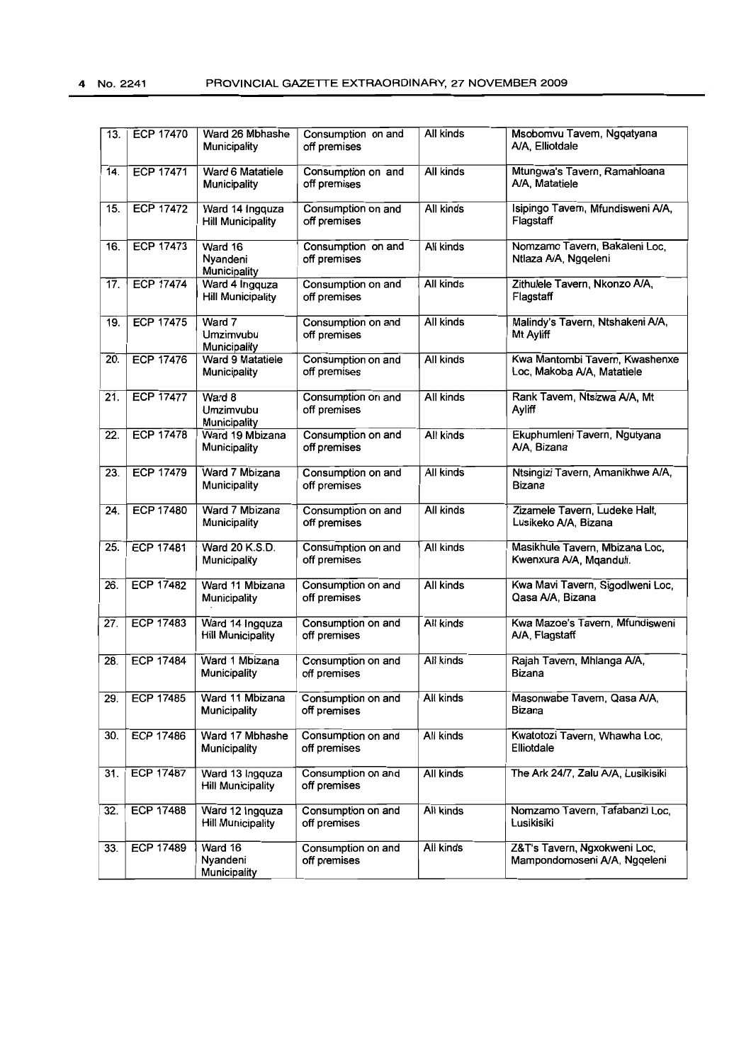| 13. | ECP 17470 | Ward 26 Mbhashe Municipality | Consumption on and off premises | All kinds | Msobomvu Tavern, Ngqatyana A/A, Elliotdale |
|---|---|---|---|---|---|
| 14. | ECP 17471 | Ward 6 Matatiele Municipality | Consumption on and off premises | All kinds | Mtungwa's Tavern, Ramahloana A/A, Matatiele |
| 15. | ECP 17472 | Ward 14 Ingquza Hill Municipality | Consumption on and off premises | All kinds | Isipingo Tavern, Mfundisweni A/A, Flagstaff |
| 16. | ECP 17473 | Ward 16 Nyandeni Municipality | Consumption on and off premises | All kinds | Nomzamo Tavern, Bakaleni Loc, Ntlaza A/A, Ngqeleni |
| 17. | ECP 17474 | Ward 4 Ingquza Hill Municipality | Consumption on and off premises | All kinds | Zithulele Tavern, Nkonzo A/A, Flagstaff |
| 19. | ECP 17475 | Ward 7 Umzimvubu Municipality | Consumption on and off premises | All kinds | Malindy's Tavern, Ntshakeni A/A, Mt Ayliff |
| 20. | ECP 17476 | Ward 9 Matatiele Municipality | Consumption on and off premises | All kinds | Kwa Mantombi Tavern, Kwashenxe Loc, Makoba A/A, Matatiele |
| 21. | ECP 17477 | Ward 8 Umzimvubu Municipality | Consumption on and off premises | All kinds | Rank Tavern, Ntsizwa A/A, Mt Ayliff |
| 22. | ECP 17478 | Ward 19 Mbizana Municipality | Consumption on and off premises | All kinds | Ekuphumleni Tavern, Ngutyana A/A, Bizana |
| 23. | ECP 17479 | Ward 7 Mbizana Municipality | Consumption on and off premises | All kinds | Ntsingizi Tavern, Amanikhwe A/A, Bizana |
| 24. | ECP 17480 | Ward 7 Mbizana Municipality | Consumption on and off premises | All kinds | Zizamele Tavern, Ludeke Halt, Lusikeko A/A, Bizana |
| 25. | ECP 17481 | Ward 20 K.S.D. Municipality | Consumption on and off premises | All kinds | Masikhule Tavern, Mbizana Loc, Kwenxura A/A, Mqanduli. |
| 26. | ECP 17482 | Ward 11 Mbizana Municipality | Consumption on and off premises | All kinds | Kwa Mavi Tavern, Sigodlweni Loc, Qasa A/A, Bizana |
| 27. | ECP 17483 | Ward 14 Ingquza Hill Municipality | Consumption on and off premises | All kinds | Kwa Mazoe's Tavern, Mfundisweni A/A, Flagstaff |
| 28. | ECP 17484 | Ward 1 Mbizana Municipality | Consumption on and off premises | All kinds | Rajah Tavern, Mhlanga A/A, Bizana |
| 29. | ECP 17485 | Ward 11 Mbizana Municipality | Consumption on and off premises | All kinds | Masonwabe Tavern, Qasa A/A, Bizana |
| 30. | ECP 17486 | Ward 17 Mbhashe Municipality | Consumption on and off premises | All kinds | Kwatotozi Tavern, Whawha Loc, Elliotdale |
| 31. | ECP 17487 | Ward 13 Ingquza Hill Municipality | Consumption on and off premises | All kinds | The Ark 24/7, Zalu A/A, Lusikisiki |
| 32. | ECP 17488 | Ward 12 Ingquza Hill Municipality | Consumption on and off premises | All kinds | Nomzamo Tavern, Tafabanzi Loc, Lusikisiki |
| 33. | ECP 17489 | Ward 16 Nyandeni Municipality | Consumption on and off premises | All kinds | Z&T's Tavern, Ngxokweni Loc, Mampondomoseni A/A, Ngqeleni |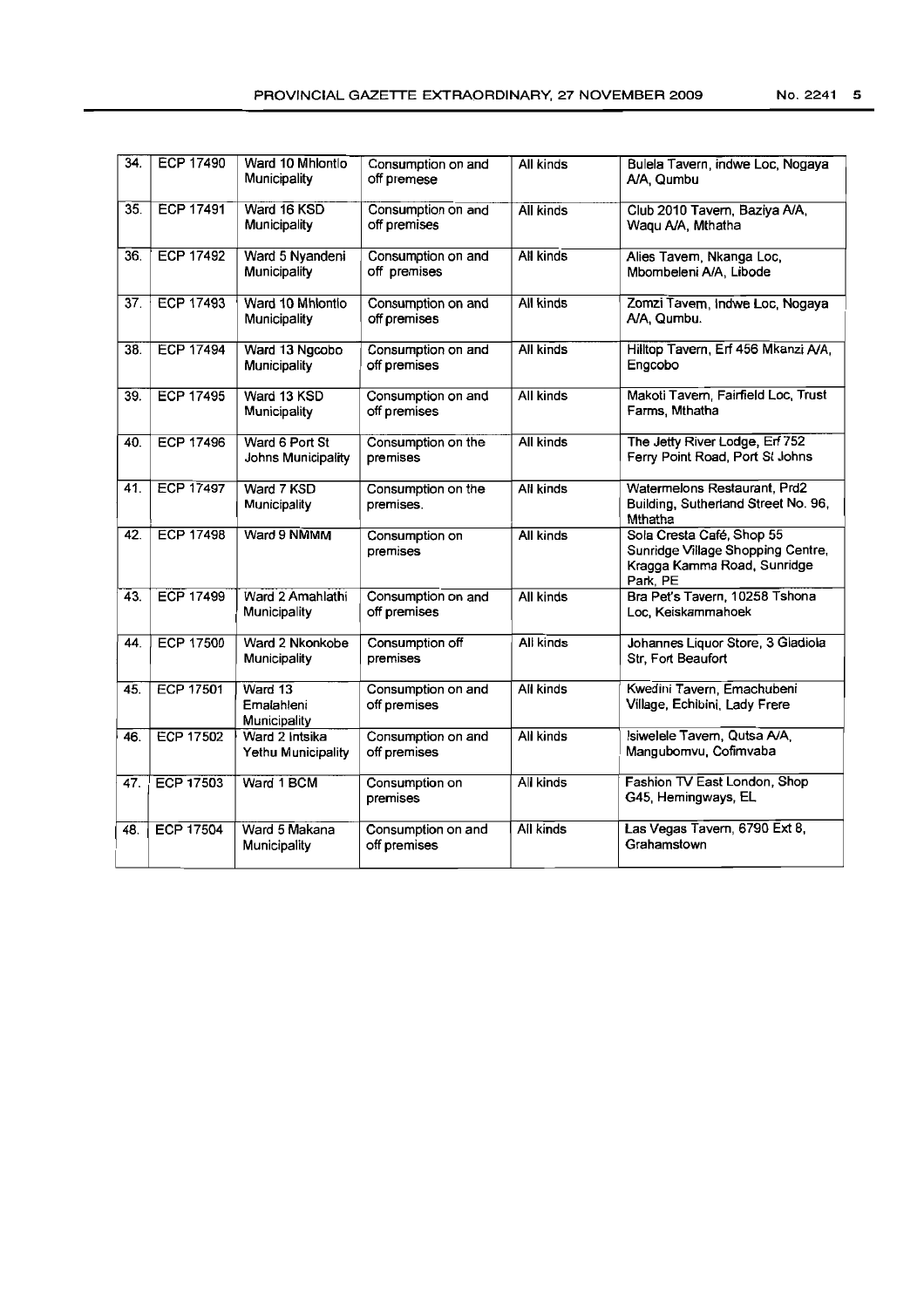| 34. | ECP 17490 | Ward 10 Mhlontlo Municipality | Consumption on and off premese | All kinds | Bulela Tavern, Indwe Loc, Nogaya A/A, Qumbu |
|---|---|---|---|---|---|
| 35. | ECP 17491 | Ward 16 KSD Municipality | Consumption on and off premises | All kinds | Club 2010 Tavern, Baziya A/A, Waqu A/A, Mthatha |
| 36. | ECP 17492 | Ward 5 Nyandeni Municipality | Consumption on and off premises | All kinds | Alies Tavern, Nkanga Loc, Mbombeleni A/A, Libode |
| 37. | ECP 17493 | Ward 10 Mhlontlo Municipality | Consumption on and off premises | All kinds | Zomzi Tavern, Indwe Loc, Nogaya A/A, Qumbu. |
| 38. | ECP 17494 | Ward 13 Ngcobo Municipality | Consumption on and off premises | All kinds | Hilltop Tavern, Erf 456 Mkanzi A/A, Engcobo |
| 39. | ECP 17495 | Ward 13 KSD Municipality | Consumption on and off premises | All kinds | Makoti Tavern, Fairfield Loc, Trust Farms, Mthatha |
| 40. | ECP 17496 | Ward 6 Port St Johns Municipality | Consumption on the premises | All kinds | The Jetty River Lodge, Erf 752 Ferry Point Road, Port St Johns |
| 41. | ECP 17497 | Ward 7 KSD Municipality | Consumption on the premises. | All kinds | Watermelons Restaurant, Prd2 Building, Sutherland Street No. 96, Mthatha |
| 42. | ECP 17498 | Ward 9 NMMM | Consumption on premises | All kinds | Sola Cresta Café, Shop 55 Sunridge Village Shopping Centre, Kragga Kamma Road, Sunridge Park, PE |
| 43. | ECP 17499 | Ward 2 Amahlathi Municipality | Consumption on and off premises | All kinds | Bra Pet's Tavern, 10258 Tshona Loc, Keiskammahoek |
| 44. | ECP 17500 | Ward 2 Nkonkobe Municipality | Consumption off premises | All kinds | Johannes Liquor Store, 3 Gladiola Str, Fort Beaufort |
| 45. | ECP 17501 | Ward 13 Emalahleni Municipality | Consumption on and off premises | All kinds | Kwedini Tavern, Emachubeni Village, Echibini, Lady Frere |
| 46. | ECP 17502 | Ward 2 Intsika Yethu Municipality | Consumption on and off premises | All kinds | Isiwelele Tavern, Qutsa A/A, Mangubomvu, Cofimvaba |
| 47. | ECP 17503 | Ward 1 BCM | Consumption on premises | All kinds | Fashion TV East London, Shop G45, Hemingways, EL |
| 48. | ECP 17504 | Ward 5 Makana Municipality | Consumption on and off premises | All kinds | Las Vegas Tavern, 6790 Ext 8, Grahamstown |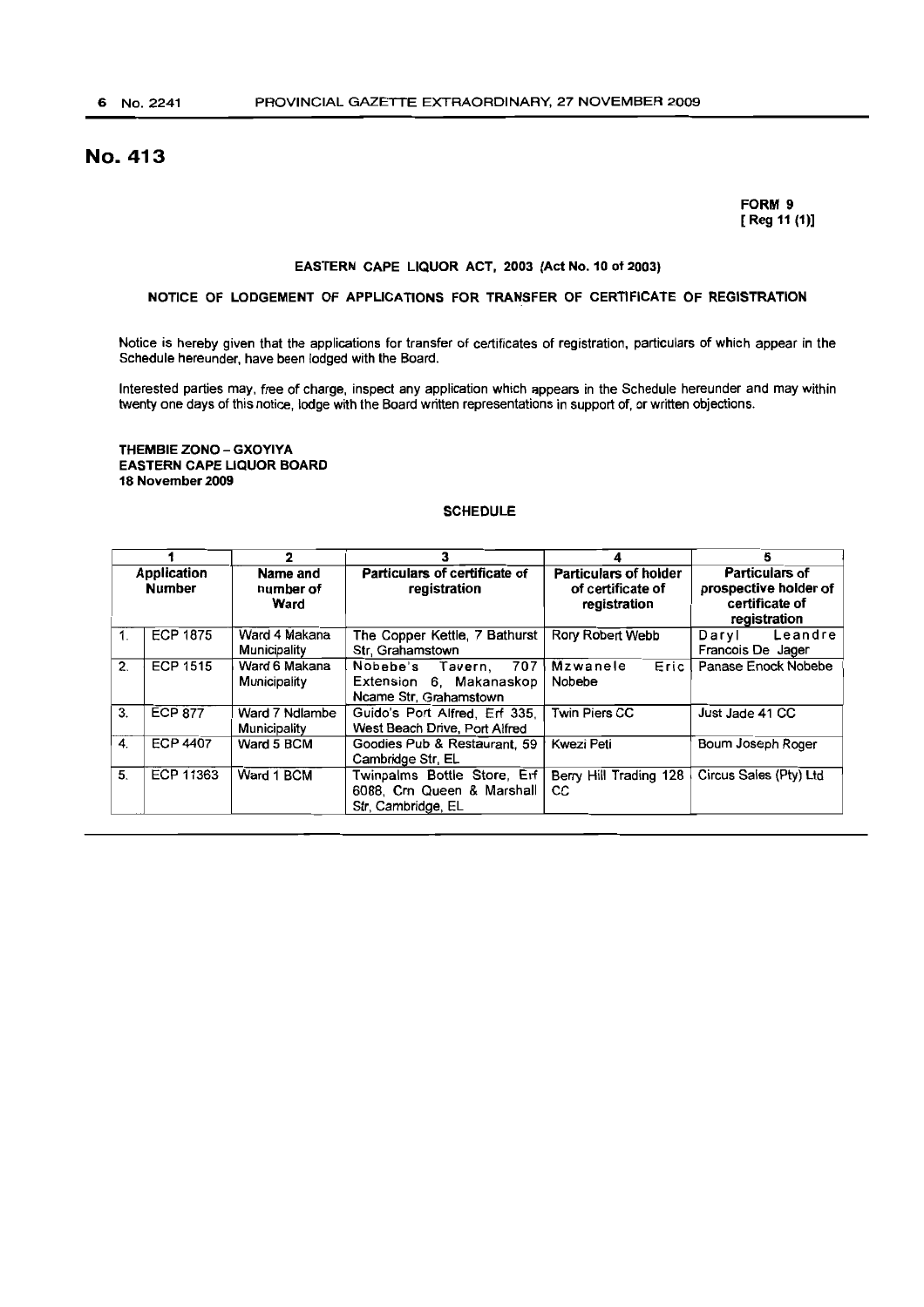# No. 413

**FORM 9**
**[ Reg 11 (1)]**

**EASTERN CAPE LIQUOR ACT, 2003 (Act No. 10 of 2003)**

**NOTICE OF LODGEMENT OF APPLICATIONS FOR TRANSFER OF CERTIFICATE OF REGISTRATION**

Notice is hereby given that the applications for transfer of certificates of registration, particulars of which appear in the Schedule hereunder, have been lodged with the Board.

Interested parties may, free of charge, inspect any application which appears in the Schedule hereunder and may within twenty one days of this notice, lodge with the Board written representations in support of, or written objections.

**THEMBIE ZONO – GXOYIYA**
**EASTERN CAPE LIQUOR BOARD**
**18 November 2009**

**SCHEDULE**

| 1 | | 2 | 3 | 4 | 5 |
|---|---|---|---|---|---|
| **Application Number** | | **Name and number of Ward** | **Particulars of certificate of registration** | **Particulars of holder of certificate of registration** | **Particulars of prospective holder of certificate of registration** |
| 1. | ECP 1875 | Ward 4 Makana Municipality | The Copper Kettle, 7 Bathurst Str, Grahamstown | Rory Robert Webb | Daryl Leandre Francois De Jager |
| 2. | ECP 1515 | Ward 6 Makana Municipality | Nobebe's Tavern, 707 Extension 6, Makanaskop Ncame Str, Grahamstown | Mzwanele Eric Nobebe | Panase Enock Nobebe |
| 3. | ECP 877 | Ward 7 Ndlambe Municipality | Guido's Port Alfred, Erf 335, West Beach Drive, Port Alfred | Twin Piers CC | Just Jade 41 CC |
| 4. | ECP 4407 | Ward 5 BCM | Goodies Pub & Restaurant, 59 Cambridge Str, EL | Kwezi Peti | Boum Joseph Roger |
| 5. | ECP 11363 | Ward 1 BCM | Twinpalms Bottle Store, Erf 6088, Crn Queen & Marshall Str, Cambridge, EL | Berry Hill Trading 128 CC | Circus Sales (Pty) Ltd |